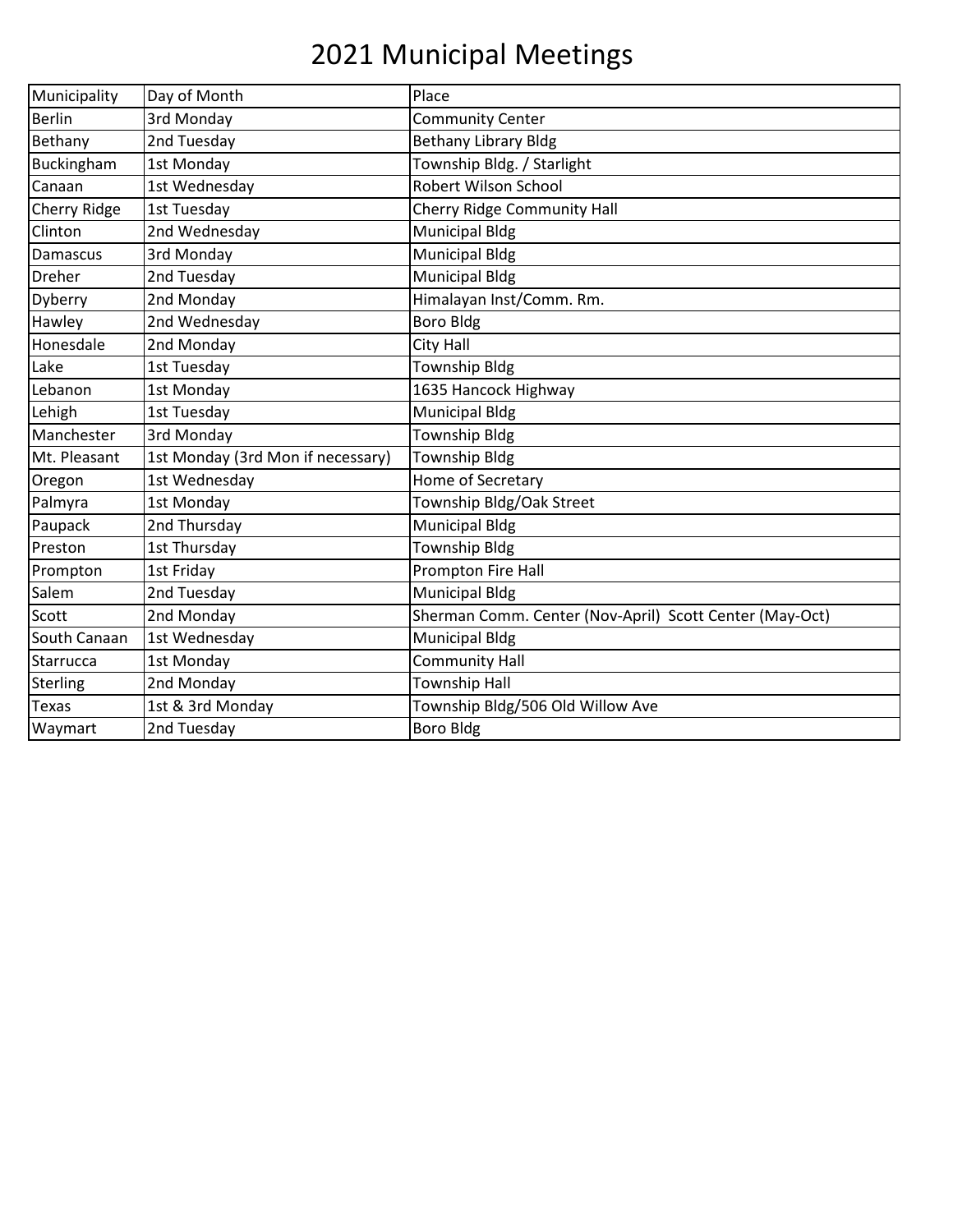# 2021 Municipal Meetings

| Municipality | Day of Month | Place |
|---|---|---|
| Berlin | 3rd Monday | Community Center |
| Bethany | 2nd Tuesday | Bethany Library Bldg |
| Buckingham | 1st Monday | Township Bldg. / Starlight |
| Canaan | 1st Wednesday | Robert Wilson School |
| Cherry Ridge | 1st Tuesday | Cherry Ridge Community Hall |
| Clinton | 2nd Wednesday | Municipal Bldg |
| Damascus | 3rd Monday | Municipal Bldg |
| Dreher | 2nd Tuesday | Municipal Bldg |
| Dyberry | 2nd Monday | Himalayan Inst/Comm. Rm. |
| Hawley | 2nd Wednesday | Boro Bldg |
| Honesdale | 2nd Monday | City Hall |
| Lake | 1st Tuesday | Township Bldg |
| Lebanon | 1st Monday | 1635 Hancock Highway |
| Lehigh | 1st Tuesday | Municipal Bldg |
| Manchester | 3rd Monday | Township Bldg |
| Mt. Pleasant | 1st Monday (3rd Mon if necessary) | Township Bldg |
| Oregon | 1st Wednesday | Home of Secretary |
| Palmyra | 1st Monday | Township Bldg/Oak Street |
| Paupack | 2nd Thursday | Municipal Bldg |
| Preston | 1st Thursday | Township Bldg |
| Prompton | 1st Friday | Prompton Fire Hall |
| Salem | 2nd Tuesday | Municipal Bldg |
| Scott | 2nd Monday | Sherman Comm. Center (Nov-April) Scott Center (May-Oct) |
| South Canaan | 1st Wednesday | Municipal Bldg |
| Starrucca | 1st Monday | Community Hall |
| Sterling | 2nd Monday | Township Hall |
| Texas | 1st & 3rd Monday | Township Bldg/506 Old Willow Ave |
| Waymart | 2nd Tuesday | Boro Bldg |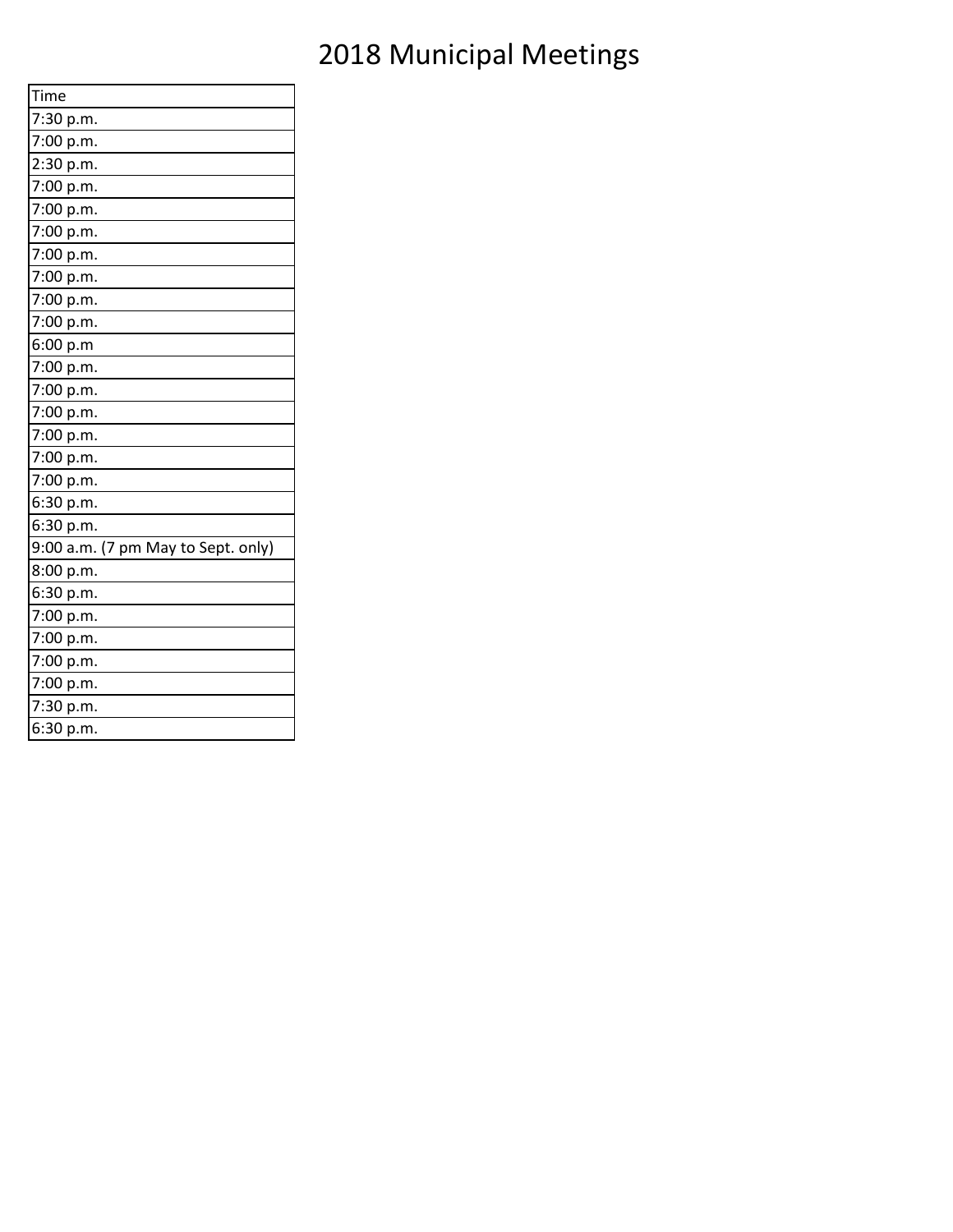# 2018 Municipal Meetings

| Time |
|---|
| 7:30 p.m. |
| 7:00 p.m. |
| 2:30 p.m. |
| 7:00 p.m. |
| 7:00 p.m. |
| 7:00 p.m. |
| 7:00 p.m. |
| 7:00 p.m. |
| 7:00 p.m. |
| 7:00 p.m. |
| 6:00 p.m |
| 7:00 p.m. |
| 7:00 p.m. |
| 7:00 p.m. |
| 7:00 p.m. |
| 7:00 p.m. |
| 7:00 p.m. |
| 6:30 p.m. |
| 6:30 p.m. |
| 9:00 a.m. (7 pm May to Sept. only) |
| 8:00 p.m. |
| 6:30 p.m. |
| 7:00 p.m. |
| 7:00 p.m. |
| 7:00 p.m. |
| 7:00 p.m. |
| 7:30 p.m. |
| 6:30 p.m. |